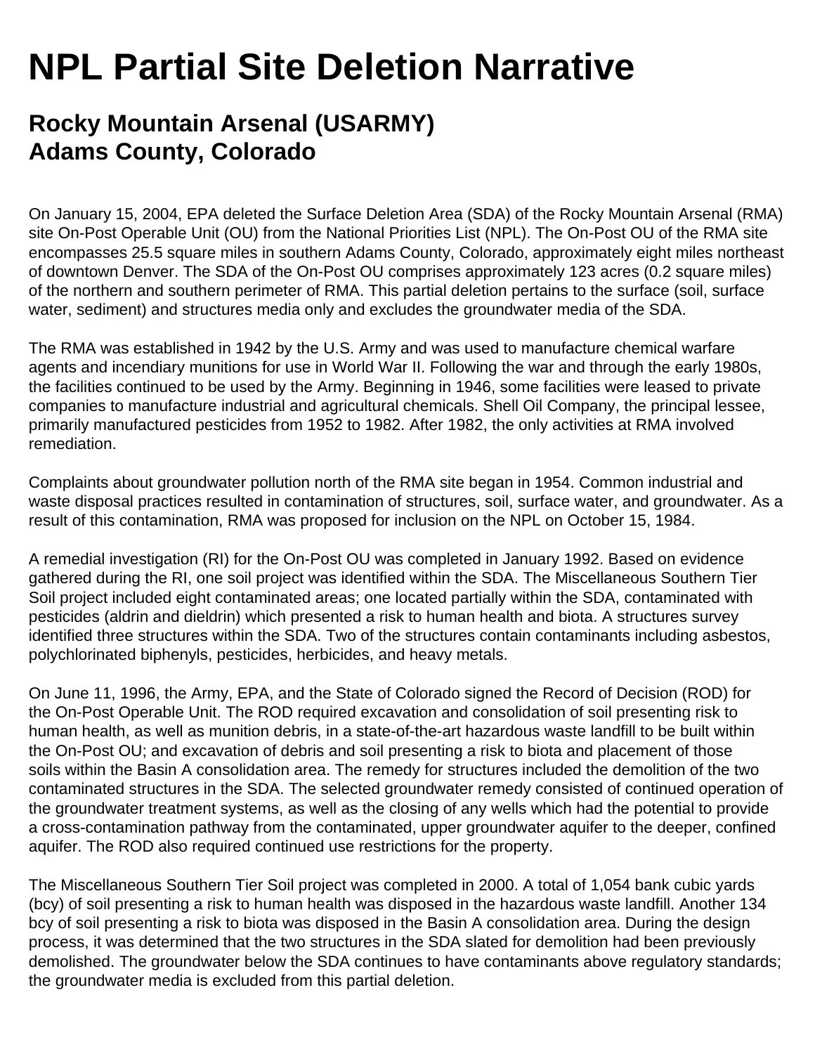# NPL Partial Site Deletion Narrative

## Rocky Mountain Arsenal (USARMY)
## Adams County, Colorado

On January 15, 2004, EPA deleted the Surface Deletion Area (SDA) of the Rocky Mountain Arsenal (RMA) site On-Post Operable Unit (OU) from the National Priorities List (NPL). The On-Post OU of the RMA site encompasses 25.5 square miles in southern Adams County, Colorado, approximately eight miles northeast of downtown Denver. The SDA of the On-Post OU comprises approximately 123 acres (0.2 square miles) of the northern and southern perimeter of RMA. This partial deletion pertains to the surface (soil, surface water, sediment) and structures media only and excludes the groundwater media of the SDA.

The RMA was established in 1942 by the U.S. Army and was used to manufacture chemical warfare agents and incendiary munitions for use in World War II. Following the war and through the early 1980s, the facilities continued to be used by the Army. Beginning in 1946, some facilities were leased to private companies to manufacture industrial and agricultural chemicals. Shell Oil Company, the principal lessee, primarily manufactured pesticides from 1952 to 1982. After 1982, the only activities at RMA involved remediation.

Complaints about groundwater pollution north of the RMA site began in 1954. Common industrial and waste disposal practices resulted in contamination of structures, soil, surface water, and groundwater. As a result of this contamination, RMA was proposed for inclusion on the NPL on October 15, 1984.

A remedial investigation (RI) for the On-Post OU was completed in January 1992. Based on evidence gathered during the RI, one soil project was identified within the SDA. The Miscellaneous Southern Tier Soil project included eight contaminated areas; one located partially within the SDA, contaminated with pesticides (aldrin and dieldrin) which presented a risk to human health and biota. A structures survey identified three structures within the SDA. Two of the structures contain contaminants including asbestos, polychlorinated biphenyls, pesticides, herbicides, and heavy metals.

On June 11, 1996, the Army, EPA, and the State of Colorado signed the Record of Decision (ROD) for the On-Post Operable Unit. The ROD required excavation and consolidation of soil presenting risk to human health, as well as munition debris, in a state-of-the-art hazardous waste landfill to be built within the On-Post OU; and excavation of debris and soil presenting a risk to biota and placement of those soils within the Basin A consolidation area. The remedy for structures included the demolition of the two contaminated structures in the SDA. The selected groundwater remedy consisted of continued operation of the groundwater treatment systems, as well as the closing of any wells which had the potential to provide a cross-contamination pathway from the contaminated, upper groundwater aquifer to the deeper, confined aquifer. The ROD also required continued use restrictions for the property.

The Miscellaneous Southern Tier Soil project was completed in 2000. A total of 1,054 bank cubic yards (bcy) of soil presenting a risk to human health was disposed in the hazardous waste landfill. Another 134 bcy of soil presenting a risk to biota was disposed in the Basin A consolidation area. During the design process, it was determined that the two structures in the SDA slated for demolition had been previously demolished. The groundwater below the SDA continues to have contaminants above regulatory standards; the groundwater media is excluded from this partial deletion.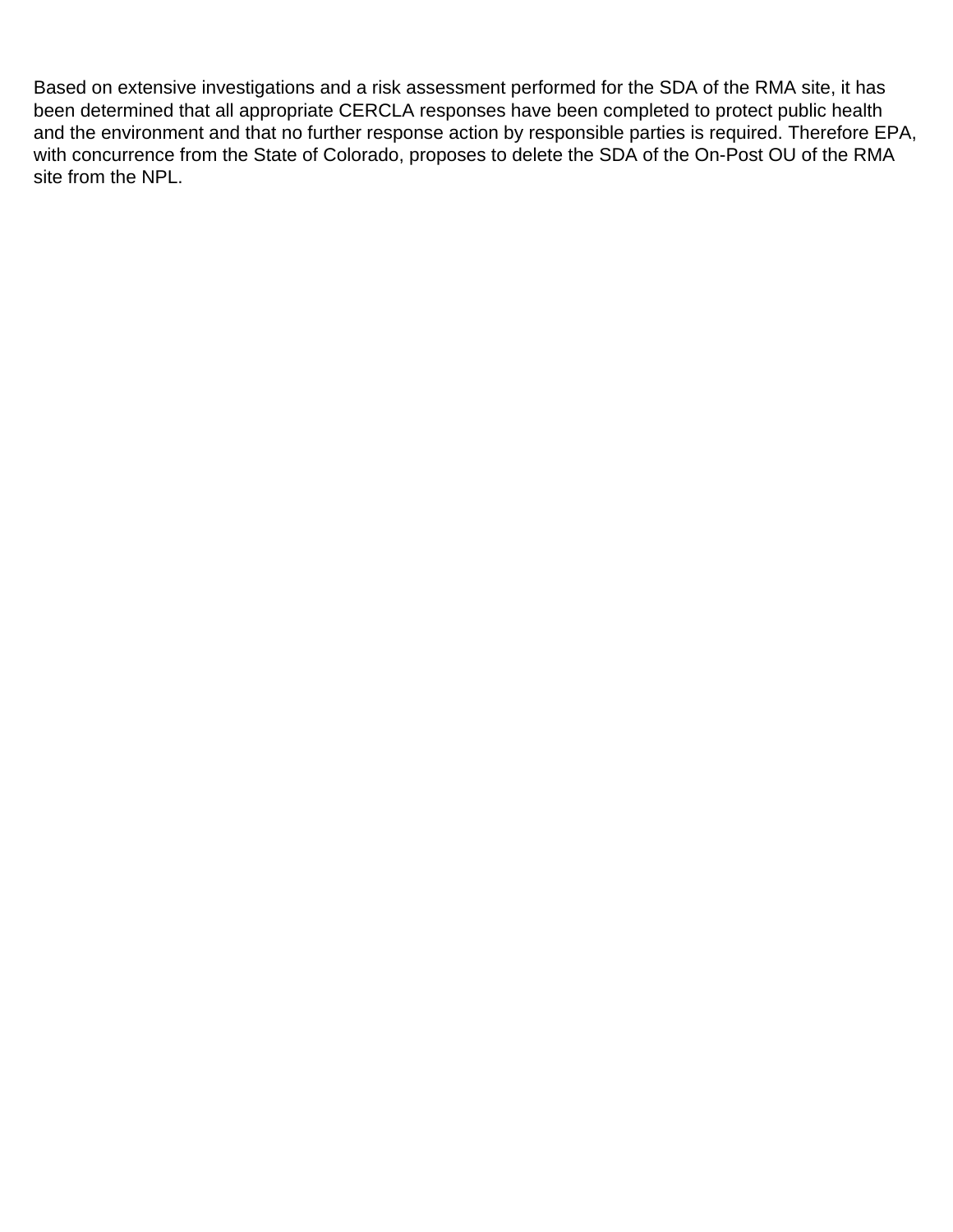Based on extensive investigations and a risk assessment performed for the SDA of the RMA site, it has been determined that all appropriate CERCLA responses have been completed to protect public health and the environment and that no further response action by responsible parties is required. Therefore EPA, with concurrence from the State of Colorado, proposes to delete the SDA of the On-Post OU of the RMA site from the NPL.